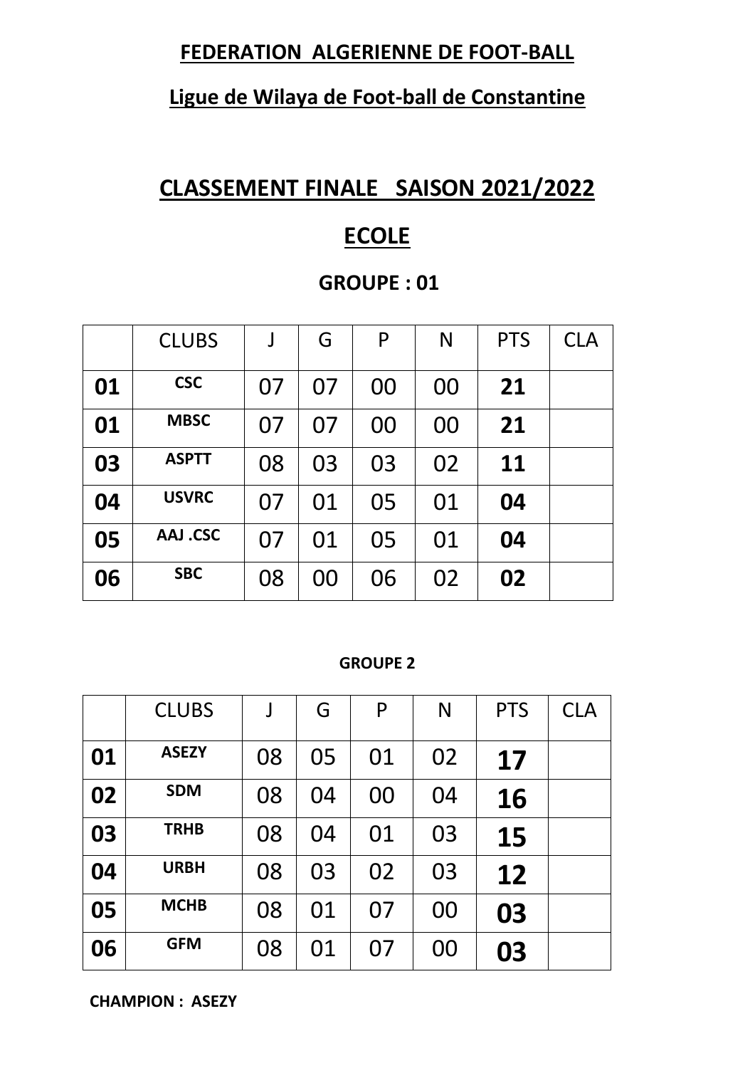**FEDERATION ALGERIENNE DE FOOT-BALL**

**Ligue de Wilaya de Foot-ball de Constantine**

# CLASSEMENT FINALE SAISON 2021/2022

# ECOLE

### GROUPE : 01

| | CLUBS | J | G | P | N | PTS | CLA |
|---|---|---|---|---|---|---|---|
| **01** | **CSC** | 07 | 07 | 00 | 00 | **21** | |
| **01** | **MBSC** | 07 | 07 | 00 | 00 | **21** | |
| **03** | **ASPTT** | 08 | 03 | 03 | 02 | **11** | |
| **04** | **USVRC** | 07 | 01 | 05 | 01 | **04** | |
| **05** | **AAJ .CSC** | 07 | 01 | 05 | 01 | **04** | |
| **06** | **SBC** | 08 | 00 | 06 | 02 | **02** | |

**GROUPE 2**

| | CLUBS | J | G | P | N | PTS | CLA |
|---|---|---|---|---|---|---|---|
| **01** | **ASEZY** | 08 | 05 | 01 | 02 | **17** | |
| **02** | **SDM** | 08 | 04 | 00 | 04 | **16** | |
| **03** | **TRHB** | 08 | 04 | 01 | 03 | **15** | |
| **04** | **URBH** | 08 | 03 | 02 | 03 | **12** | |
| **05** | **MCHB** | 08 | 01 | 07 | 00 | **03** | |
| **06** | **GFM** | 08 | 01 | 07 | 00 | **03** | |

**CHAMPION : ASEZY**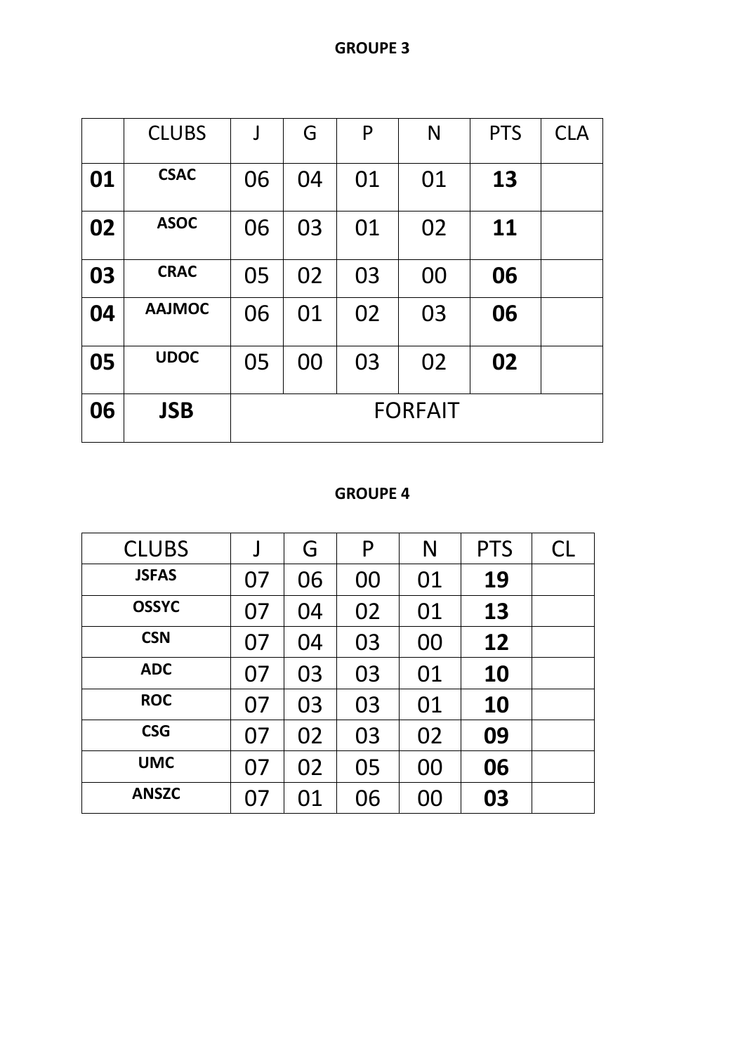**GROUPE 3**

| | CLUBS | J | G | P | N | PTS | CLA |
|---|---|---|---|---|---|---|---|
| **01** | **CSAC** | 06 | 04 | 01 | 01 | **13** | |
| **02** | **ASOC** | 06 | 03 | 01 | 02 | **11** | |
| **03** | **CRAC** | 05 | 02 | 03 | 00 | **06** | |
| **04** | **AAJMOC** | 06 | 01 | 02 | 03 | **06** | |
| **05** | **UDOC** | 05 | 00 | 03 | 02 | **02** | |
| **06** | **JSB** | FORFAIT | | | | | |

**GROUPE 4**

| CLUBS | J | G | P | N | PTS | CL |
|---|---|---|---|---|---|---|
| **JSFAS** | 07 | 06 | 00 | 01 | **19** | |
| **OSSYC** | 07 | 04 | 02 | 01 | **13** | |
| **CSN** | 07 | 04 | 03 | 00 | **12** | |
| **ADC** | 07 | 03 | 03 | 01 | **10** | |
| **ROC** | 07 | 03 | 03 | 01 | **10** | |
| **CSG** | 07 | 02 | 03 | 02 | **09** | |
| **UMC** | 07 | 02 | 05 | 00 | **06** | |
| **ANSZC** | 07 | 01 | 06 | 00 | **03** | |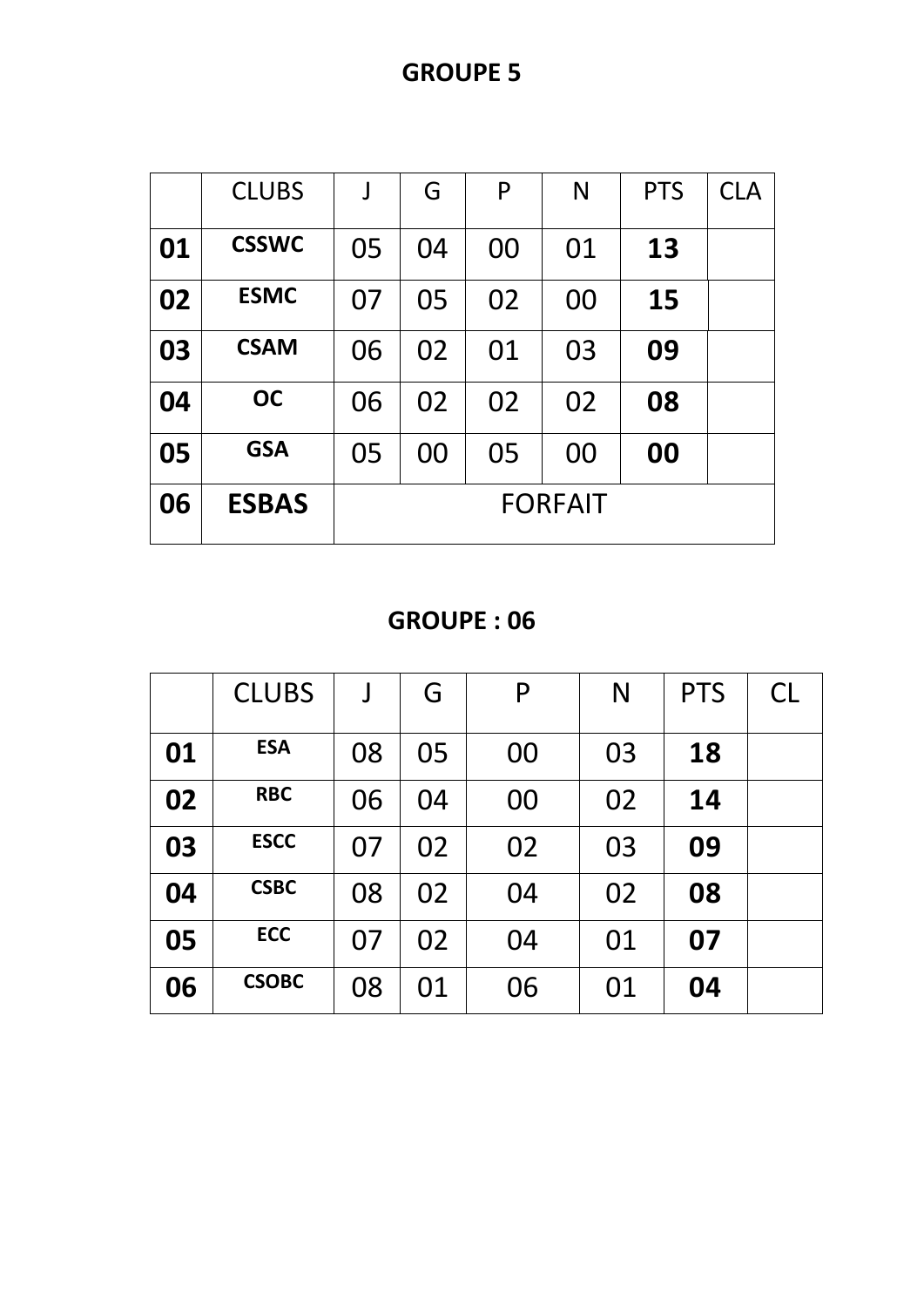## GROUPE 5

| | CLUBS | J | G | P | N | PTS | CLA |
|---|---|---|---|---|---|---|---|
| **01** | **CSSWC** | 05 | 04 | 00 | 01 | **13** | |
| **02** | **ESMC** | 07 | 05 | 02 | 00 | **15** | |
| **03** | **CSAM** | 06 | 02 | 01 | 03 | **09** | |
| **04** | **OC** | 06 | 02 | 02 | 02 | **08** | |
| **05** | **GSA** | 05 | 00 | 05 | 00 | **00** | |
| **06** | **ESBAS** | FORFAIT | | | | | |

## GROUPE : 06

| | CLUBS | J | G | P | N | PTS | CL |
|---|---|---|---|---|---|---|---|
| **01** | **ESA** | 08 | 05 | 00 | 03 | **18** | |
| **02** | **RBC** | 06 | 04 | 00 | 02 | **14** | |
| **03** | **ESCC** | 07 | 02 | 02 | 03 | **09** | |
| **04** | **CSBC** | 08 | 02 | 04 | 02 | **08** | |
| **05** | **ECC** | 07 | 02 | 04 | 01 | **07** | |
| **06** | **CSOBC** | 08 | 01 | 06 | 01 | **04** | |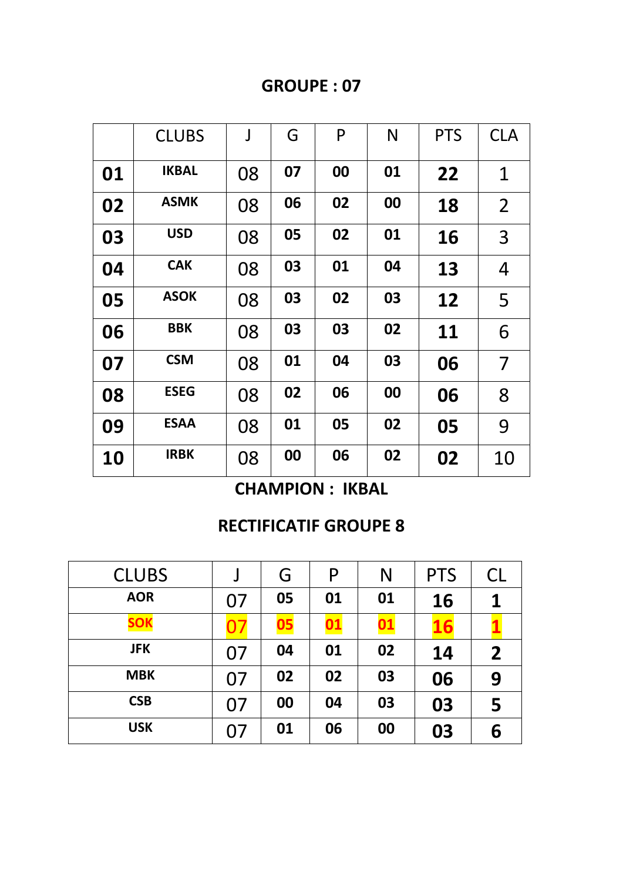## GROUPE : 07

| | CLUBS | J | G | P | N | PTS | CLA |
|---|---|---|---|---|---|---|---|
| **01** | **IKBAL** | 08 | **07** | **00** | **01** | **22** | 1 |
| **02** | **ASMK** | 08 | **06** | **02** | **00** | **18** | 2 |
| **03** | **USD** | 08 | **05** | **02** | **01** | **16** | 3 |
| **04** | **CAK** | 08 | **03** | **01** | **04** | **13** | 4 |
| **05** | **ASOK** | 08 | **03** | **02** | **03** | **12** | 5 |
| **06** | **BBK** | 08 | **03** | **03** | **02** | **11** | 6 |
| **07** | **CSM** | 08 | **01** | **04** | **03** | **06** | 7 |
| **08** | **ESEG** | 08 | **02** | **06** | **00** | **06** | 8 |
| **09** | **ESAA** | 08 | **01** | **05** | **02** | **05** | 9 |
| **10** | **IRBK** | 08 | **00** | **06** | **02** | **02** | 10 |

**CHAMPION : IKBAL**

## RECTIFICATIF GROUPE 8

| CLUBS | J | G | P | N | PTS | CL |
|---|---|---|---|---|---|---|
| **AOR** | 07 | **05** | **01** | **01** | **16** | **1** |
| **SOK** | 07 | **05** | **01** | **01** | **16** | **1** |
| **JFK** | 07 | **04** | **01** | **02** | **14** | **2** |
| **MBK** | 07 | **02** | **02** | **03** | **06** | **9** |
| **CSB** | 07 | **00** | **04** | **03** | **03** | **5** |
| **USK** | 07 | **01** | **06** | **00** | **03** | **6** |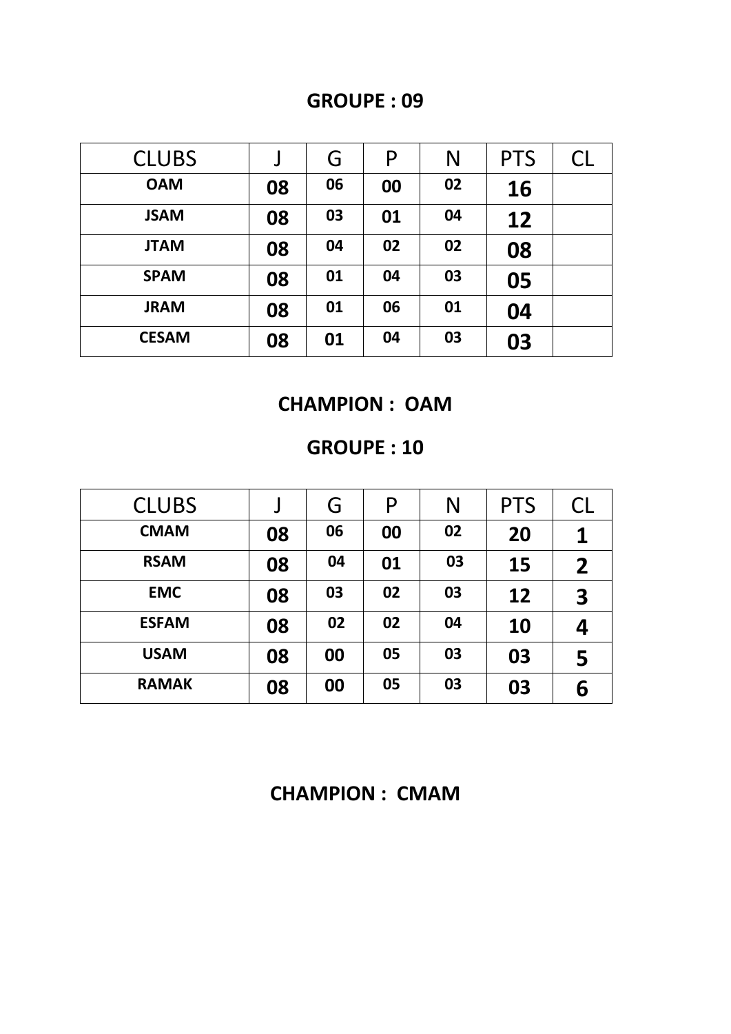**GROUPE : 09**

| CLUBS | J | G | P | N | PTS | CL |
|---|---|---|---|---|---|---|
| **OAM** | **08** | **06** | **00** | **02** | **16** | |
| **JSAM** | **08** | **03** | **01** | **04** | **12** | |
| **JTAM** | **08** | **04** | **02** | **02** | **08** | |
| **SPAM** | **08** | **01** | **04** | **03** | **05** | |
| **JRAM** | **08** | **01** | **06** | **01** | **04** | |
| **CESAM** | **08** | **01** | **04** | **03** | **03** | |

**CHAMPION : OAM**

**GROUPE : 10**

| CLUBS | J | G | P | N | PTS | CL |
|---|---|---|---|---|---|---|
| **CMAM** | **08** | **06** | **00** | **02** | **20** | **1** |
| **RSAM** | **08** | **04** | **01** | **03** | **15** | **2** |
| **EMC** | **08** | **03** | **02** | **03** | **12** | **3** |
| **ESFAM** | **08** | **02** | **02** | **04** | **10** | **4** |
| **USAM** | **08** | **00** | **05** | **03** | **03** | **5** |
| **RAMAK** | **08** | **00** | **05** | **03** | **03** | **6** |

**CHAMPION : CMAM**